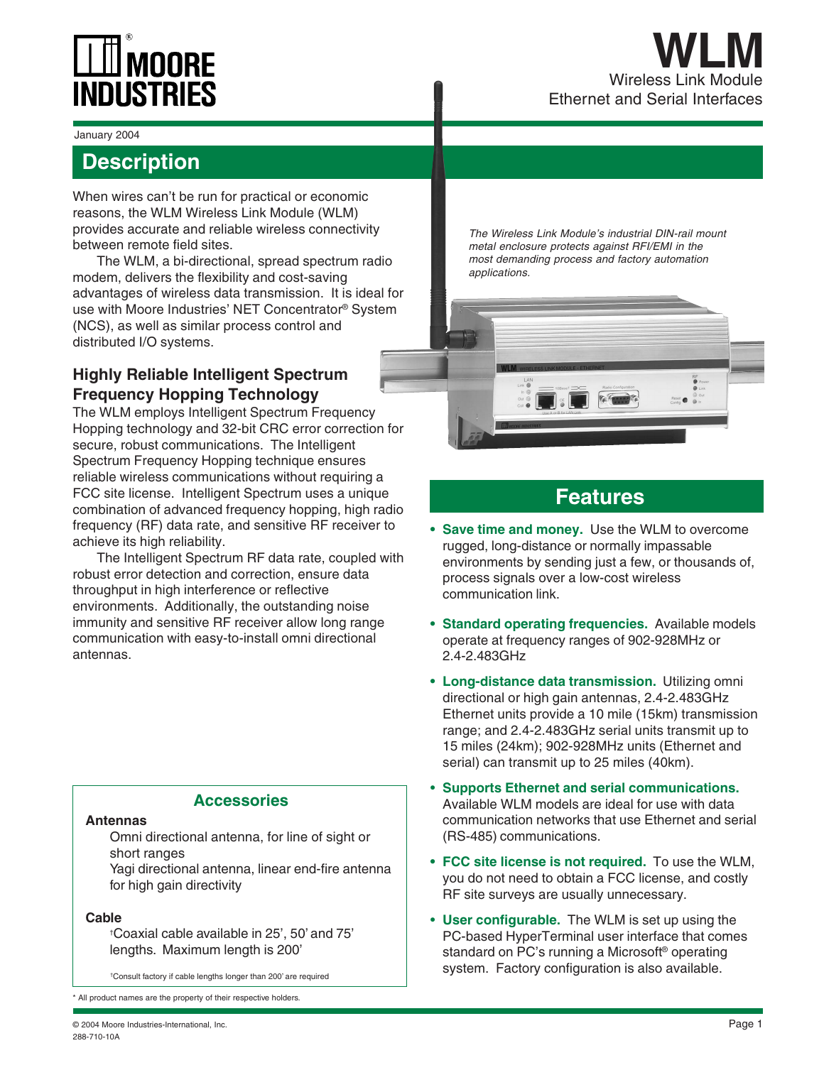# WLM

Wireless Link Module
Ethernet and Serial Interfaces

January 2004

## Description

When wires can't be run for practical or economic reasons, the WLM Wireless Link Module (WLM) provides accurate and reliable wireless connectivity between remote field sites.

The WLM, a bi-directional, spread spectrum radio modem, delivers the flexibility and cost-saving advantages of wireless data transmission. It is ideal for use with Moore Industries' NET Concentrator® System (NCS), as well as similar process control and distributed I/O systems.

### Highly Reliable Intelligent Spectrum Frequency Hopping Technology

The WLM employs Intelligent Spectrum Frequency Hopping technology and 32-bit CRC error correction for secure, robust communications. The Intelligent Spectrum Frequency Hopping technique ensures reliable wireless communications without requiring a FCC site license. Intelligent Spectrum uses a unique combination of advanced frequency hopping, high radio frequency (RF) data rate, and sensitive RF receiver to achieve its high reliability.

The Intelligent Spectrum RF data rate, coupled with robust error detection and correction, ensure data throughput in high interference or reflective environments. Additionally, the outstanding noise immunity and sensitive RF receiver allow long range communication with easy-to-install omni directional antennas.

*The Wireless Link Module's industrial DIN-rail mount metal enclosure protects against RFI/EMI in the most demanding process and factory automation applications.*

## Features

- **Save time and money.** Use the WLM to overcome rugged, long-distance or normally impassable environments by sending just a few, or thousands of, process signals over a low-cost wireless communication link.
- **Standard operating frequencies.** Available models operate at frequency ranges of 902-928MHz or 2.4-2.483GHz
- **Long-distance data transmission.** Utilizing omni directional or high gain antennas, 2.4-2.483GHz Ethernet units provide a 10 mile (15km) transmission range; and 2.4-2.483GHz serial units transmit up to 15 miles (24km); 902-928MHz units (Ethernet and serial) can transmit up to 25 miles (40km).
- **Supports Ethernet and serial communications.** Available WLM models are ideal for use with data communication networks that use Ethernet and serial (RS-485) communications.
- **FCC site license is not required.** To use the WLM, you do not need to obtain a FCC license, and costly RF site surveys are usually unnecessary.
- **User configurable.** The WLM is set up using the PC-based HyperTerminal user interface that comes standard on PC's running a Microsoft® operating system. Factory configuration is also available.

## Accessories

**Antennas**

Omni directional antenna, for line of sight or short ranges

Yagi directional antenna, linear end-fire antenna for high gain directivity

**Cable**

†Coaxial cable available in 25', 50' and 75' lengths. Maximum length is 200'

†Consult factory if cable lengths longer than 200' are required

\* All product names are the property of their respective holders.

© 2004 Moore Industries-International, Inc.
288-710-10A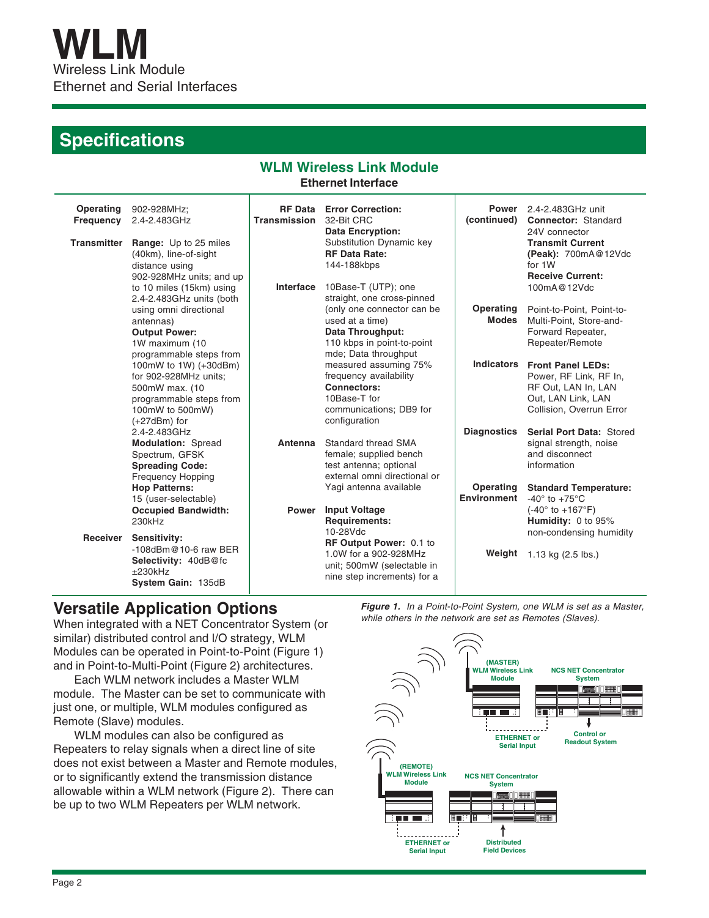# WLM

Wireless Link Module

Ethernet and Serial Interfaces

## Specifications

### WLM Wireless Link Module

**Ethernet Interface**

**Operating Frequency** 902-928MHz; 2.4-2.483GHz

**Transmitter** **Range:** Up to 25 miles (40km), line-of-sight distance using 902-928MHz units; and up to 10 miles (15km) using 2.4-2.483GHz units (both using omni directional antennas)
**Output Power:** 1W maximum (10 programmable steps from 100mW to 1W) (+30dBm) for 902-928MHz units; 500mW max. (10 programmable steps from 100mW to 500mW) (+27dBm) for 2.4-2.483GHz
**Modulation:** Spread Spectrum, GFSK
**Spreading Code:** Frequency Hopping
**Hop Patterns:** 15 (user-selectable)
**Occupied Bandwidth:** 230kHz

**Receiver** **Sensitivity:** -108dBm@10-6 raw BER
**Selectivity:** 40dB@fc ±230kHz
**System Gain:** 135dB

**RF Data Transmission** **Error Correction:** 32-Bit CRC
**Data Encryption:** Substitution Dynamic key
**RF Data Rate:** 144-188kbps

**Interface** 10Base-T (UTP); one straight, one cross-pinned (only one connector can be used at a time)
**Data Throughput:** 110 kbps in point-to-point mde; Data throughput measured assuming 75% frequency availability
**Connectors:** 10Base-T for communications; DB9 for configuration

**Antenna** Standard thread SMA female; supplied bench test antenna; optional external omni directional or Yagi antenna available

**Power** **Input Voltage Requirements:** 10-28Vdc
**RF Output Power:** 0.1 to 1.0W for a 902-928MHz unit; 500mW (selectable in nine step increments) for a

**Power (continued)** 2.4-2.483GHz unit
**Connector:** Standard 24V connector
**Transmit Current (Peak):** 700mA@12Vdc for 1W
**Receive Current:** 100mA@12Vdc

**Operating Modes** Point-to-Point, Point-to-Multi-Point, Store-and-Forward Repeater, Repeater/Remote

**Indicators** **Front Panel LEDs:** Power, RF Link, RF In, RF Out, LAN In, LAN Out, LAN Link, LAN Collision, Overrun Error

**Diagnostics** **Serial Port Data:** Stored signal strength, noise and disconnect information

**Operating Environment** **Standard Temperature:** -40° to +75°C (-40° to +167°F)
**Humidity:** 0 to 95% non-condensing humidity

**Weight** 1.13 kg (2.5 lbs.)

## Versatile Application Options

When integrated with a NET Concentrator System (or similar) distributed control and I/O strategy, WLM Modules can be operated in Point-to-Point (Figure 1) and in Point-to-Multi-Point (Figure 2) architectures.

Each WLM network includes a Master WLM module. The Master can be set to communicate with just one, or multiple, WLM modules configured as Remote (Slave) modules.

WLM modules can also be configured as Repeaters to relay signals when a direct line of site does not exist between a Master and Remote modules, or to significantly extend the transmission distance allowable within a WLM network (Figure 2). There can be up to two WLM Repeaters per WLM network.

*Figure 1. In a Point-to-Point System, one WLM is set as a Master, while others in the network are set as Remotes (Slaves).*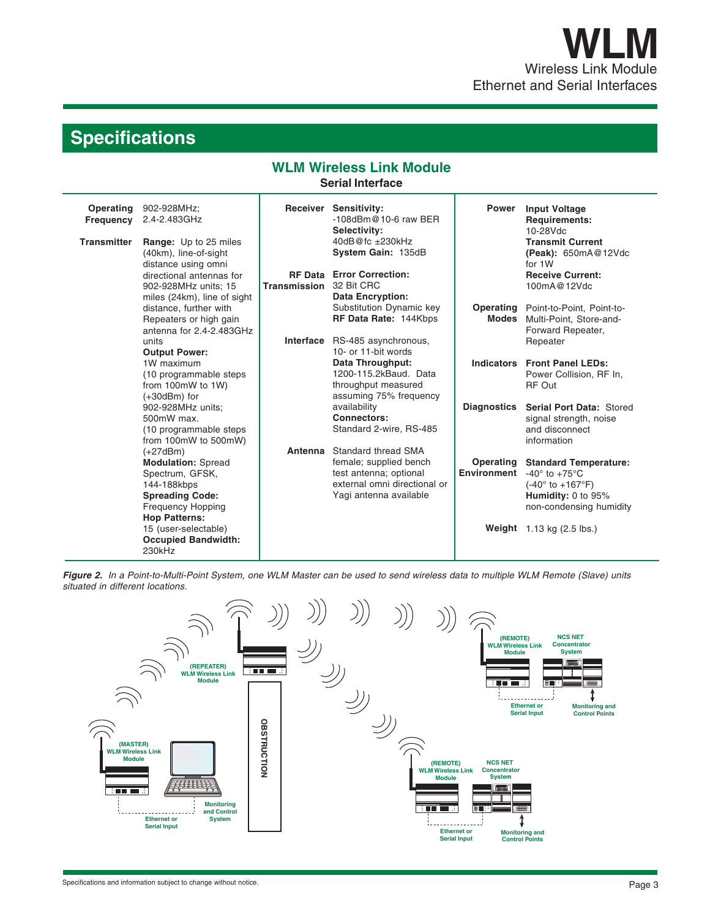## Specifications

### WLM Wireless Link Module

**Serial Interface**

**Operating Frequency** 902-928MHz; 2.4-2.483GHz

**Transmitter**
**Range:** Up to 25 miles (40km), line-of-sight distance using omni directional antennas for 902-928MHz units; 15 miles (24km), line of sight distance, further with Repeaters or high gain antenna for 2.4-2.483GHz units
**Output Power:** 1W maximum (10 programmable steps from 100mW to 1W) (+30dBm) for 902-928MHz units; 500mW max. (10 programmable steps from 100mW to 500mW) (+27dBm)
**Modulation:** Spread Spectrum, GFSK, 144-188kbps
**Spreading Code:** Frequency Hopping
**Hop Patterns:** 15 (user-selectable)
**Occupied Bandwidth:** 230kHz

**Receiver**
**Sensitivity:** -108dBm@10-6 raw BER
**Selectivity:** 40dB@fc ±230kHz
**System Gain:** 135dB

**RF Data Transmission**
**Error Correction:** 32 Bit CRC
**Data Encryption:** Substitution Dynamic key
**RF Data Rate:** 144Kbps

**Interface** RS-485 asynchronous, 10- or 11-bit words
**Data Throughput:** 1200-115.2kBaud. Data throughput measured assuming 75% frequency availability
**Connectors:** Standard 2-wire, RS-485

**Antenna** Standard thread SMA female; supplied bench test antenna; optional external omni directional or Yagi antenna available

**Power**
**Input Voltage Requirements:** 10-28Vdc
**Transmit Current (Peak):** 650mA@12Vdc for 1W
**Receive Current:** 100mA@12Vdc

**Operating Modes** Point-to-Point, Point-to-Multi-Point, Store-and-Forward Repeater, Repeater

**Indicators** **Front Panel LEDs:** Power Collision, RF In, RF Out

**Diagnostics** **Serial Port Data:** Stored signal strength, noise and disconnect information

**Operating Environment**
**Standard Temperature:** -40° to +75°C (-40° to +167°F)
**Humidity:** 0 to 95% non-condensing humidity

**Weight** 1.13 kg (2.5 lbs.)

*Figure 2. In a Point-to-Multi-Point System, one WLM Master can be used to send wireless data to multiple WLM Remote (Slave) units situated in different locations.*

Specifications and information subject to change without notice.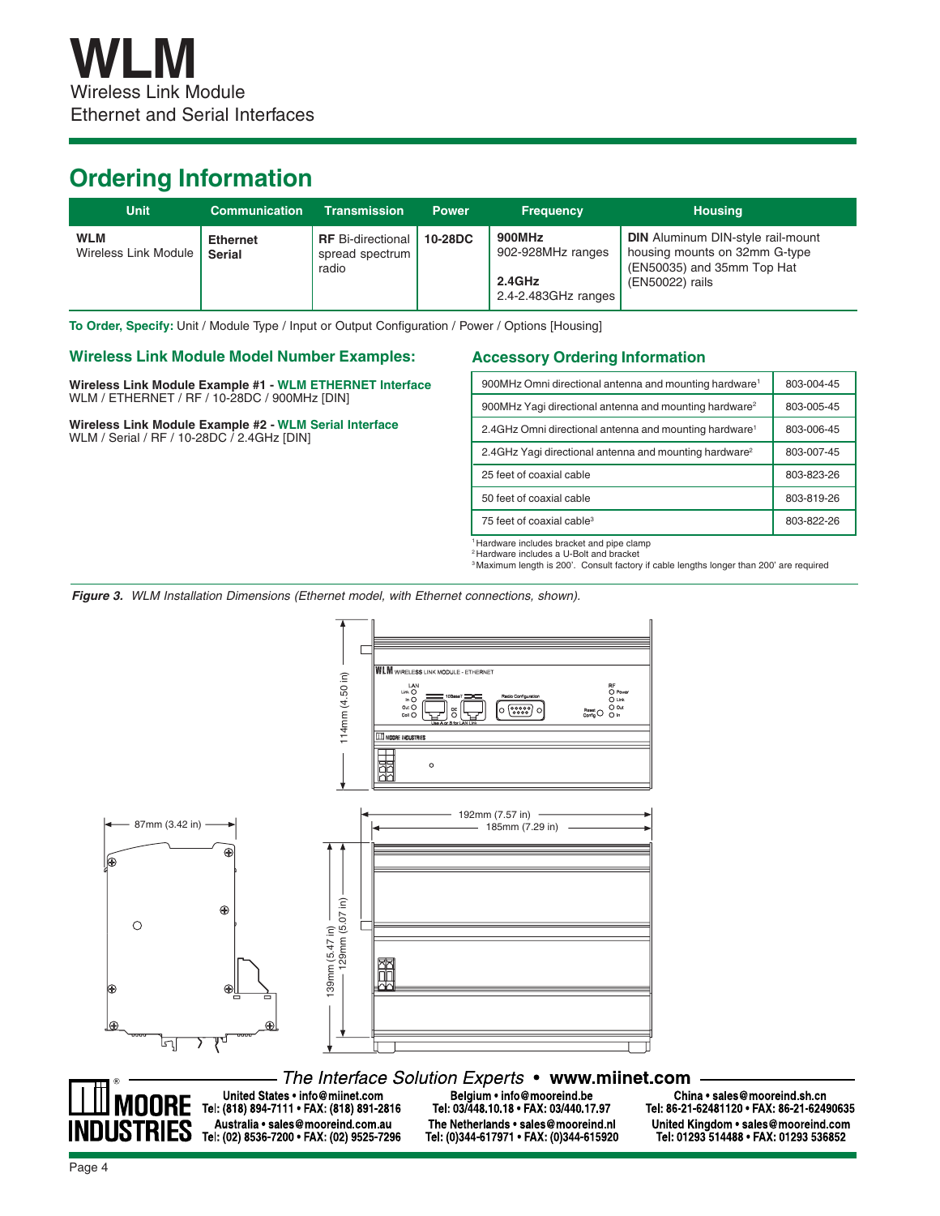# WLM

Wireless Link Module
Ethernet and Serial Interfaces

## Ordering Information

| Unit | Communication | Transmission | Power | Frequency | Housing |
|---|---|---|---|---|---|
| **WLM** Wireless Link Module | **Ethernet** **Serial** | **RF** Bi-directional spread spectrum radio | **10-28DC** | **900MHz** 902-928MHz ranges **2.4GHz** 2.4-2.483GHz ranges | **DIN** Aluminum DIN-style rail-mount housing mounts on 32mm G-type (EN50035) and 35mm Top Hat (EN50022) rails |

**To Order, Specify:** Unit / Module Type / Input or Output Configuration / Power / Options [Housing]

### Wireless Link Module Model Number Examples:

**Wireless Link Module Example #1 - WLM ETHERNET Interface**
WLM / ETHERNET / RF / 10-28DC / 900MHz [DIN]

**Wireless Link Module Example #2 - WLM Serial Interface**
WLM / Serial / RF / 10-28DC / 2.4GHz [DIN]

### Accessory Ordering Information

| | |
|---|---|
| 900MHz Omni directional antenna and mounting hardware[1] | 803-004-45 |
| 900MHz Yagi directional antenna and mounting hardware[2] | 803-005-45 |
| 2.4GHz Omni directional antenna and mounting hardware[1] | 803-006-45 |
| 2.4GHz Yagi directional antenna and mounting hardware[2] | 803-007-45 |
| 25 feet of coaxial cable | 803-823-26 |
| 50 feet of coaxial cable | 803-819-26 |
| 75 feet of coaxial cable[3] | 803-822-26 |

[1] Hardware includes bracket and pipe clamp
[2] Hardware includes a U-Bolt and bracket
[3] Maximum length is 200'. Consult factory if cable lengths longer than 200' are required

***Figure 3.*** *WLM Installation Dimensions (Ethernet model, with Ethernet connections, shown).*

114mm (4.50 in)
87mm (3.42 in)
192mm (7.57 in)
185mm (7.29 in)
139mm (5.47 in)
129mm (5.07 in)

The Interface Solution Experts • www.miinet.com

United States • info@miinet.com
Tel: (818) 894-7111 • FAX: (818) 891-2816
Australia • sales@mooreind.com.au
Tel: (02) 8536-7200 • FAX: (02) 9525-7296

Belgium • info@mooreind.be
Tel: 03/448.10.18 • FAX: 03/440.17.97
The Netherlands • sales@mooreind.nl
Tel: (0)344-617971 • FAX: (0)344-615920

China • sales@mooreind.sh.cn
Tel: 86-21-62481120 • FAX: 86-21-62490635
United Kingdom • sales@mooreind.com
Tel: 01293 514488 • FAX: 01293 536852